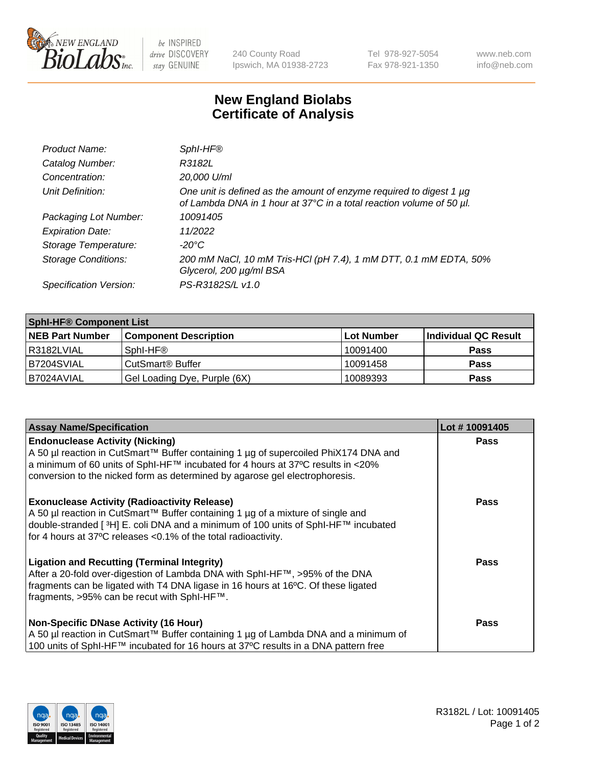# New England Biolabs
# Certificate of Analysis

| | |
|---|---|
| *Product Name:* | *SphI-HF®* |
| *Catalog Number:* | *R3182L* |
| *Concentration:* | *20,000 U/ml* |
| *Unit Definition:* | *One unit is defined as the amount of enzyme required to digest 1 µg of Lambda DNA in 1 hour at 37°C in a total reaction volume of 50 µl.* |
| *Packaging Lot Number:* | *10091405* |
| *Expiration Date:* | *11/2022* |
| *Storage Temperature:* | *-20°C* |
| *Storage Conditions:* | *200 mM NaCl, 10 mM Tris-HCl (pH 7.4), 1 mM DTT, 0.1 mM EDTA, 50% Glycerol, 200 µg/ml BSA* |
| *Specification Version:* | *PS-R3182S/L v1.0* |

| SphI-HF® Component List | | | |
|---|---|---|---|
| **NEB Part Number** | **Component Description** | **Lot Number** | **Individual QC Result** |
| R3182LVIAL | SphI-HF® | 10091400 | **Pass** |
| B7204SVIAL | CutSmart® Buffer | 10091458 | **Pass** |
| B7024AVIAL | Gel Loading Dye, Purple (6X) | 10089393 | **Pass** |

| Assay Name/Specification | Lot # 10091405 |
|---|---|
| **Endonuclease Activity (Nicking)** A 50 µl reaction in CutSmart™ Buffer containing 1 µg of supercoiled PhiX174 DNA and a minimum of 60 units of SphI-HF™ incubated for 4 hours at 37ºC results in <20% conversion to the nicked form as determined by agarose gel electrophoresis. | **Pass** |
| **Exonuclease Activity (Radioactivity Release)** A 50 µl reaction in CutSmart™ Buffer containing 1 µg of a mixture of single and double-stranded [ $^3$H] E. coli DNA and a minimum of 100 units of SphI-HF™ incubated for 4 hours at 37ºC releases <0.1% of the total radioactivity. | **Pass** |
| **Ligation and Recutting (Terminal Integrity)** After a 20-fold over-digestion of Lambda DNA with SphI-HF™, >95% of the DNA fragments can be ligated with T4 DNA ligase in 16 hours at 16ºC. Of these ligated fragments, >95% can be recut with SphI-HF™. | **Pass** |
| **Non-Specific DNase Activity (16 Hour)** A 50 µl reaction in CutSmart™ Buffer containing 1 µg of Lambda DNA and a minimum of 100 units of SphI-HF™ incubated for 16 hours at 37ºC results in a DNA pattern free | **Pass** |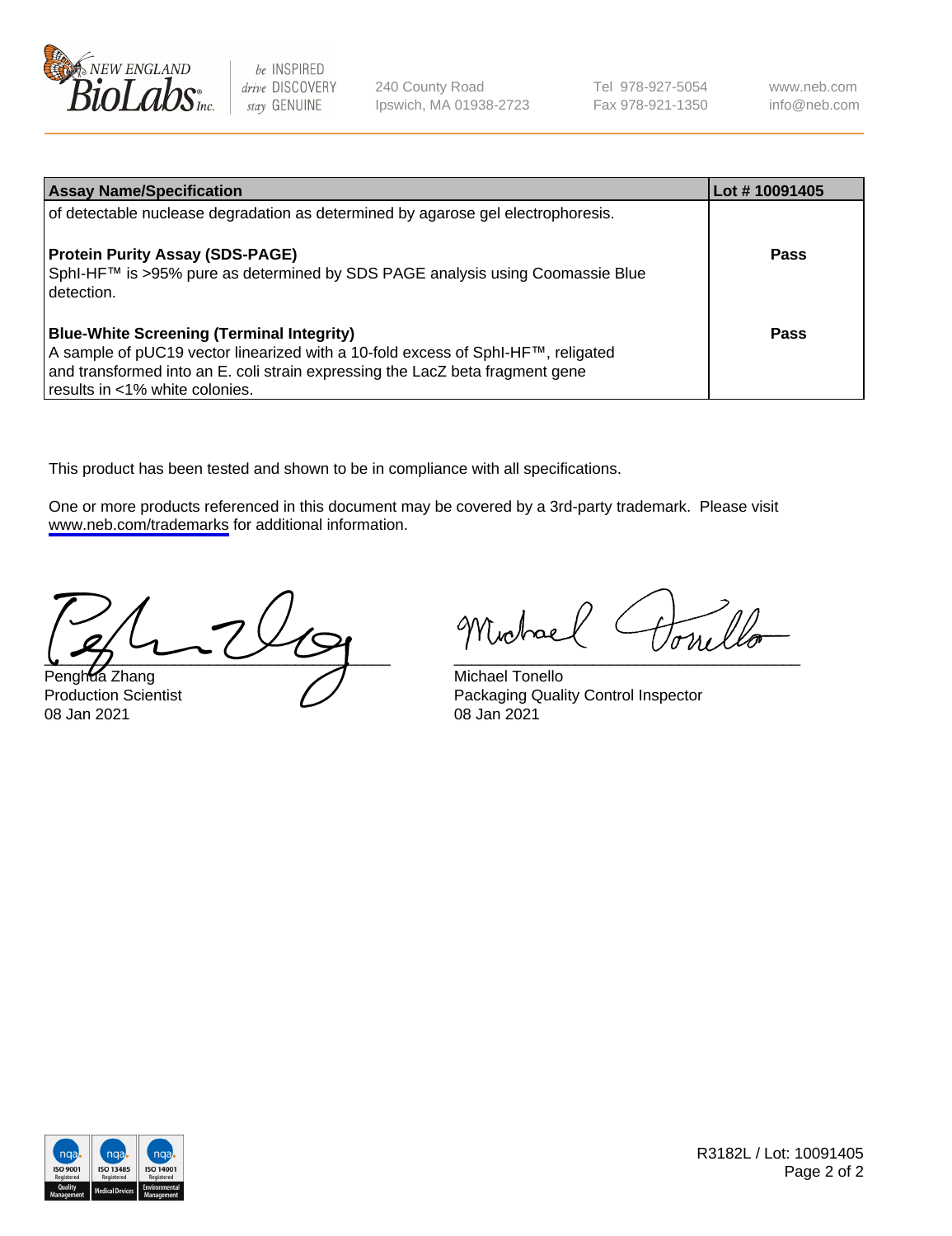| Assay Name/Specification | Lot # 10091405 |
|---|---|
| of detectable nuclease degradation as determined by agarose gel electrophoresis. | |
| **Protein Purity Assay (SDS-PAGE)**<br>SphI-HF™ is >95% pure as determined by SDS PAGE analysis using Coomassie Blue detection. | Pass |
| **Blue-White Screening (Terminal Integrity)**<br>A sample of pUC19 vector linearized with a 10-fold excess of SphI-HF™, religated and transformed into an E. coli strain expressing the LacZ beta fragment gene results in <1% white colonies. | Pass |

This product has been tested and shown to be in compliance with all specifications.

One or more products referenced in this document may be covered by a 3rd-party trademark. Please visit www.neb.com/trademarks for additional information.

Penghua Zhang
Production Scientist
08 Jan 2021

Michael Tonello
Packaging Quality Control Inspector
08 Jan 2021

R3182L / Lot: 10091405